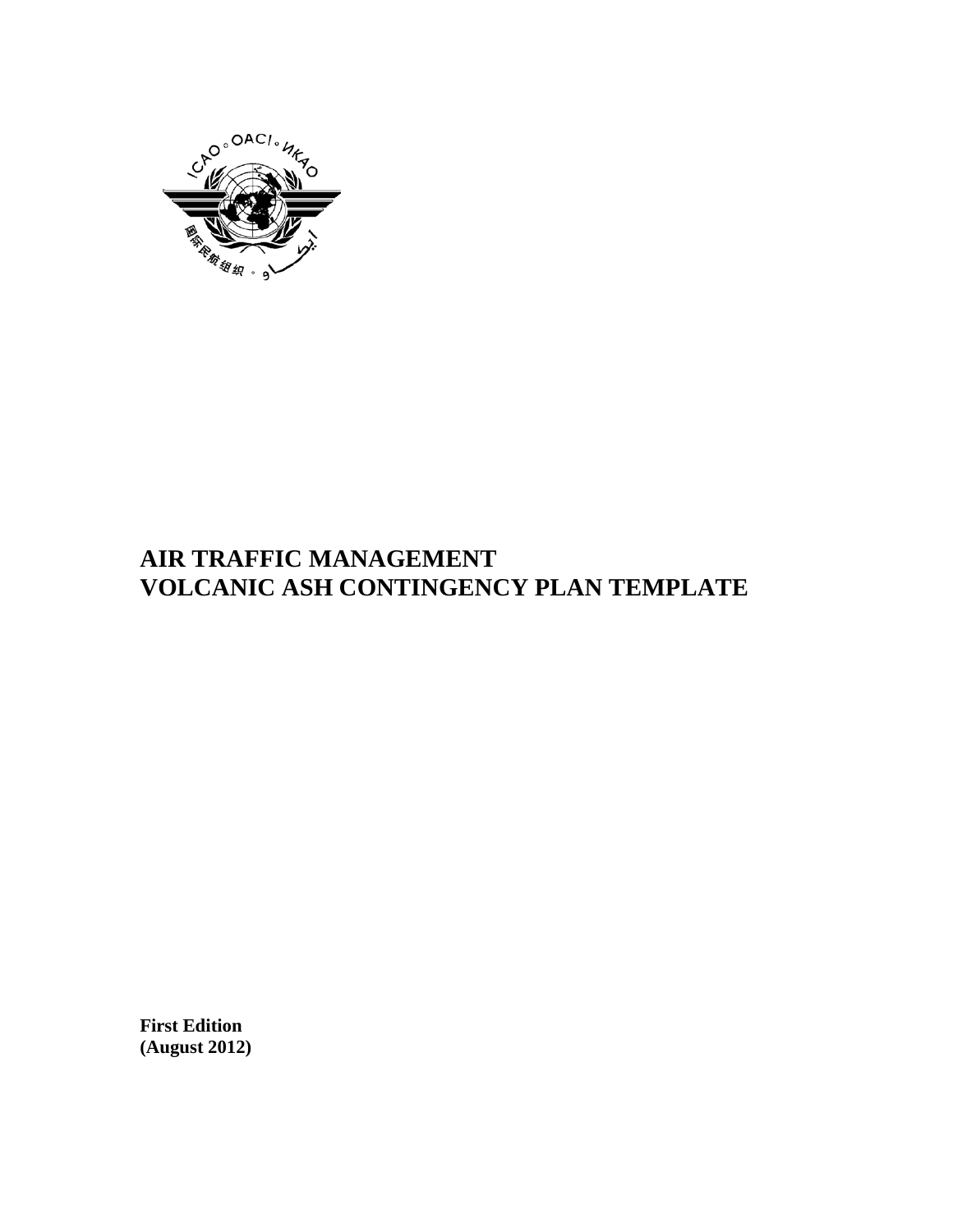# AIR TRAFFIC MANAGEMENT VOLCANIC ASH CONTINGENCY PLAN TEMPLATE

**First Edition**
**(August 2012)**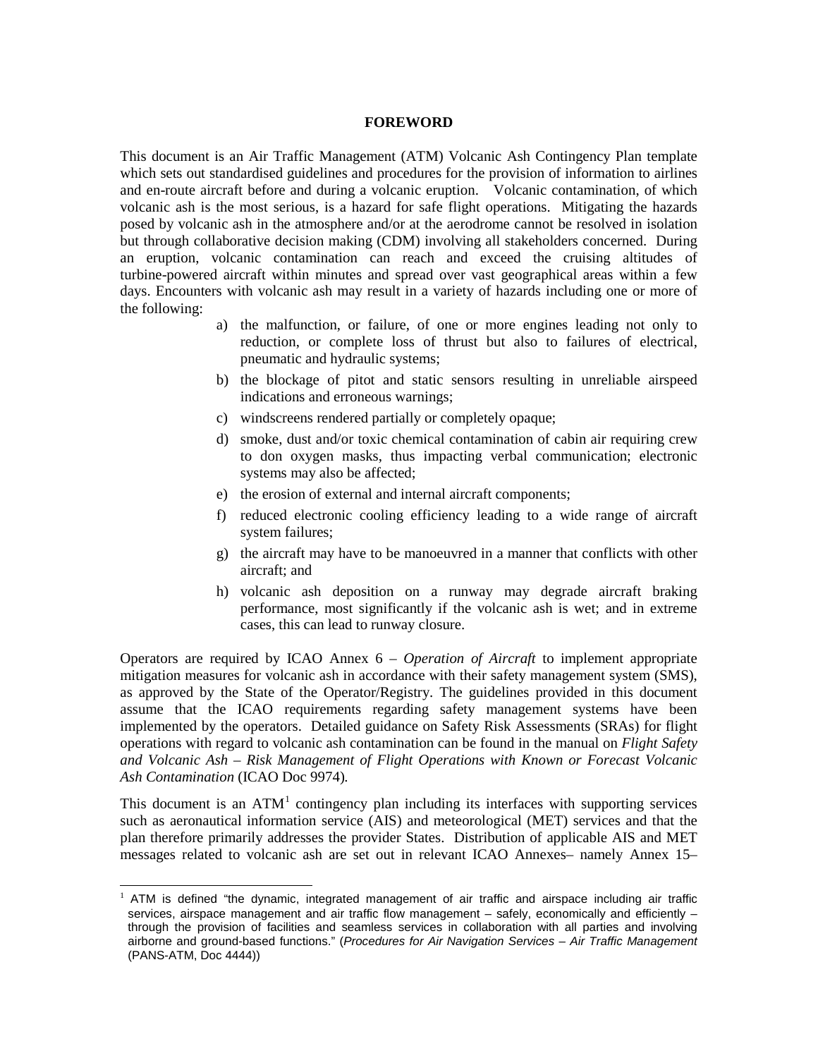## FOREWORD

This document is an Air Traffic Management (ATM) Volcanic Ash Contingency Plan template which sets out standardised guidelines and procedures for the provision of information to airlines and en-route aircraft before and during a volcanic eruption. Volcanic contamination, of which volcanic ash is the most serious, is a hazard for safe flight operations. Mitigating the hazards posed by volcanic ash in the atmosphere and/or at the aerodrome cannot be resolved in isolation but through collaborative decision making (CDM) involving all stakeholders concerned. During an eruption, volcanic contamination can reach and exceed the cruising altitudes of turbine-powered aircraft within minutes and spread over vast geographical areas within a few days. Encounters with volcanic ash may result in a variety of hazards including one or more of the following:

a) the malfunction, or failure, of one or more engines leading not only to reduction, or complete loss of thrust but also to failures of electrical, pneumatic and hydraulic systems;

b) the blockage of pitot and static sensors resulting in unreliable airspeed indications and erroneous warnings;

c) windscreens rendered partially or completely opaque;

d) smoke, dust and/or toxic chemical contamination of cabin air requiring crew to don oxygen masks, thus impacting verbal communication; electronic systems may also be affected;

e) the erosion of external and internal aircraft components;

f) reduced electronic cooling efficiency leading to a wide range of aircraft system failures;

g) the aircraft may have to be manoeuvred in a manner that conflicts with other aircraft; and

h) volcanic ash deposition on a runway may degrade aircraft braking performance, most significantly if the volcanic ash is wet; and in extreme cases, this can lead to runway closure.

Operators are required by ICAO Annex 6 – *Operation of Aircraft* to implement appropriate mitigation measures for volcanic ash in accordance with their safety management system (SMS), as approved by the State of the Operator/Registry. The guidelines provided in this document assume that the ICAO requirements regarding safety management systems have been implemented by the operators. Detailed guidance on Safety Risk Assessments (SRAs) for flight operations with regard to volcanic ash contamination can be found in the manual on *Flight Safety and Volcanic Ash – Risk Management of Flight Operations with Known or Forecast Volcanic Ash Contamination* (ICAO Doc 9974).

This document is an ATM[1] contingency plan including its interfaces with supporting services such as aeronautical information service (AIS) and meteorological (MET) services and that the plan therefore primarily addresses the provider States. Distribution of applicable AIS and MET messages related to volcanic ash are set out in relevant ICAO Annexes– namely Annex 15–

[1] ATM is defined "the dynamic, integrated management of air traffic and airspace including air traffic services, airspace management and air traffic flow management – safely, economically and efficiently – through the provision of facilities and seamless services in collaboration with all parties and involving airborne and ground-based functions." (*Procedures for Air Navigation Services – Air Traffic Management* (PANS-ATM, Doc 4444))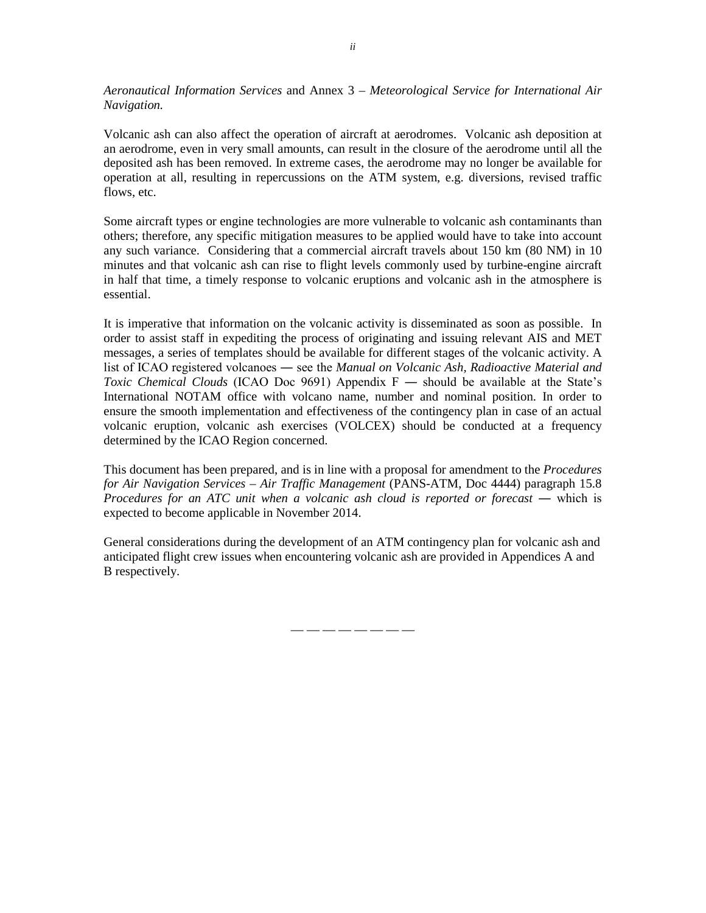*Aeronautical Information Services* and Annex 3 – *Meteorological Service for International Air Navigation.*

Volcanic ash can also affect the operation of aircraft at aerodromes. Volcanic ash deposition at an aerodrome, even in very small amounts, can result in the closure of the aerodrome until all the deposited ash has been removed. In extreme cases, the aerodrome may no longer be available for operation at all, resulting in repercussions on the ATM system, e.g. diversions, revised traffic flows, etc.

Some aircraft types or engine technologies are more vulnerable to volcanic ash contaminants than others; therefore, any specific mitigation measures to be applied would have to take into account any such variance. Considering that a commercial aircraft travels about 150 km (80 NM) in 10 minutes and that volcanic ash can rise to flight levels commonly used by turbine-engine aircraft in half that time, a timely response to volcanic eruptions and volcanic ash in the atmosphere is essential.

It is imperative that information on the volcanic activity is disseminated as soon as possible. In order to assist staff in expediting the process of originating and issuing relevant AIS and MET messages, a series of templates should be available for different stages of the volcanic activity. A list of ICAO registered volcanoes ― see the *Manual on Volcanic Ash, Radioactive Material and Toxic Chemical Clouds* (ICAO Doc 9691) Appendix F ― should be available at the State's International NOTAM office with volcano name, number and nominal position. In order to ensure the smooth implementation and effectiveness of the contingency plan in case of an actual volcanic eruption, volcanic ash exercises (VOLCEX) should be conducted at a frequency determined by the ICAO Region concerned.

This document has been prepared, and is in line with a proposal for amendment to the *Procedures for Air Navigation Services – Air Traffic Management* (PANS-ATM, Doc 4444) paragraph 15.8 *Procedures for an ATC unit when a volcanic ash cloud is reported or forecast* ― which is expected to become applicable in November 2014.

General considerations during the development of an ATM contingency plan for volcanic ash and anticipated flight crew issues when encountering volcanic ash are provided in Appendices A and B respectively.

— — — — — — — —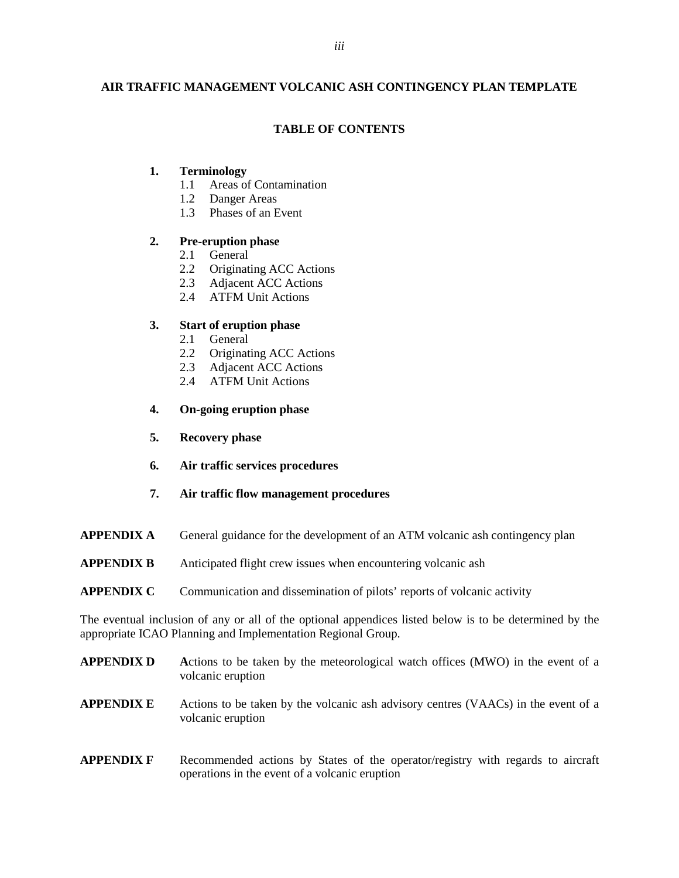**AIR TRAFFIC MANAGEMENT VOLCANIC ASH CONTINGENCY PLAN TEMPLATE**

**TABLE OF CONTENTS**

**1. Terminology**
- 1.1 Areas of Contamination
- 1.2 Danger Areas
- 1.3 Phases of an Event

**2. Pre-eruption phase**
- 2.1 General
- 2.2 Originating ACC Actions
- 2.3 Adjacent ACC Actions
- 2.4 ATFM Unit Actions

**3. Start of eruption phase**
- 2.1 General
- 2.2 Originating ACC Actions
- 2.3 Adjacent ACC Actions
- 2.4 ATFM Unit Actions

**4. On-going eruption phase**

**5. Recovery phase**

**6. Air traffic services procedures**

**7. Air traffic flow management procedures**

**APPENDIX A** General guidance for the development of an ATM volcanic ash contingency plan

**APPENDIX B** Anticipated flight crew issues when encountering volcanic ash

**APPENDIX C** Communication and dissemination of pilots' reports of volcanic activity

The eventual inclusion of any or all of the optional appendices listed below is to be determined by the appropriate ICAO Planning and Implementation Regional Group.

**APPENDIX D** Actions to be taken by the meteorological watch offices (MWO) in the event of a volcanic eruption

**APPENDIX E** Actions to be taken by the volcanic ash advisory centres (VAACs) in the event of a volcanic eruption

**APPENDIX F** Recommended actions by States of the operator/registry with regards to aircraft operations in the event of a volcanic eruption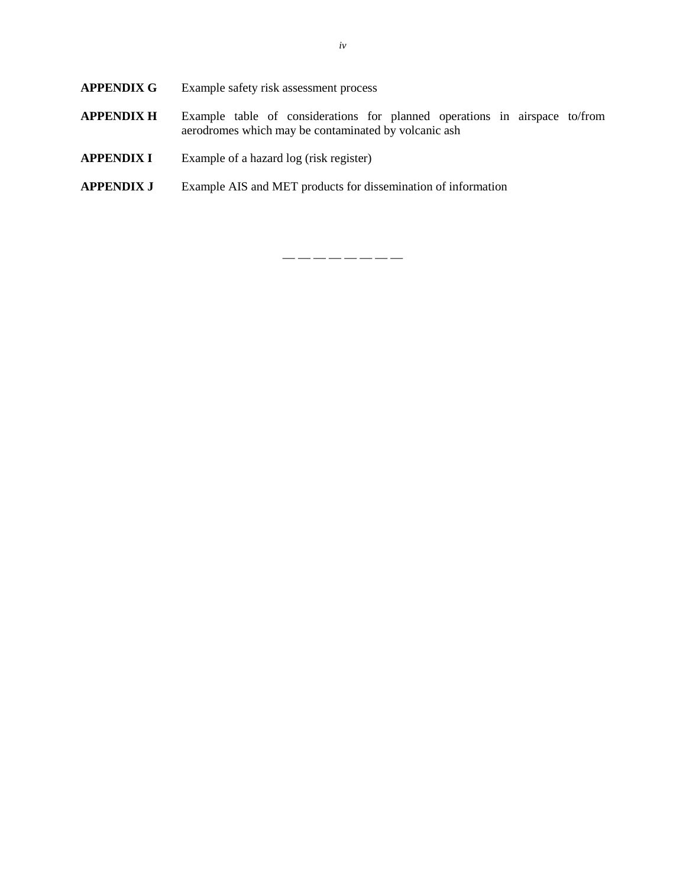**APPENDIX G** Example safety risk assessment process

**APPENDIX H** Example table of considerations for planned operations in airspace to/from aerodromes which may be contaminated by volcanic ash

**APPENDIX I** Example of a hazard log (risk register)

**APPENDIX J** Example AIS and MET products for dissemination of information

— — — — — — — —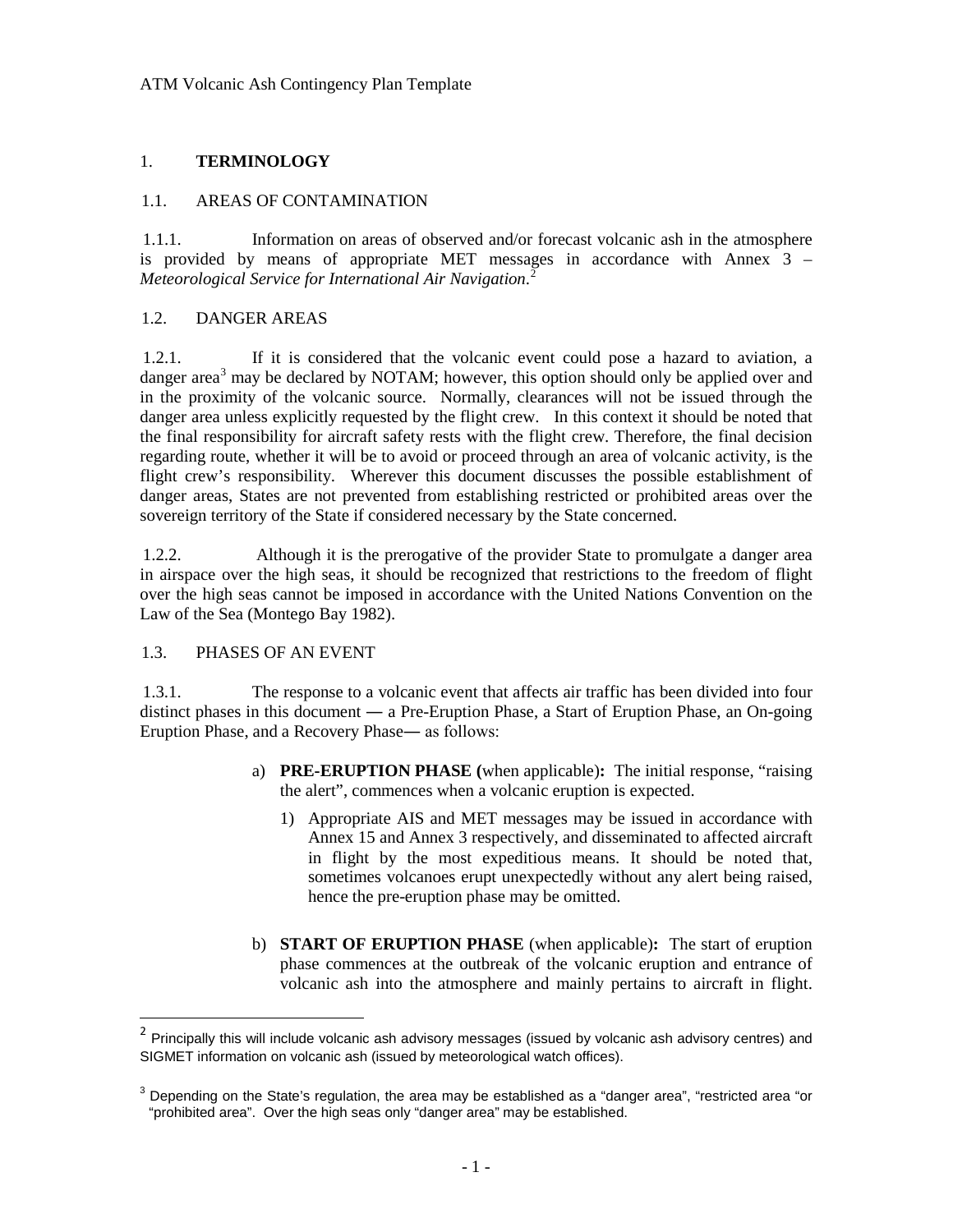# 1. TERMINOLOGY

## 1.1. AREAS OF CONTAMINATION

1.1.1. Information on areas of observed and/or forecast volcanic ash in the atmosphere is provided by means of appropriate MET messages in accordance with Annex 3 – *Meteorological Service for International Air Navigation*.[2]

## 1.2. DANGER AREAS

1.2.1. If it is considered that the volcanic event could pose a hazard to aviation, a danger area[3] may be declared by NOTAM; however, this option should only be applied over and in the proximity of the volcanic source. Normally, clearances will not be issued through the danger area unless explicitly requested by the flight crew. In this context it should be noted that the final responsibility for aircraft safety rests with the flight crew. Therefore, the final decision regarding route, whether it will be to avoid or proceed through an area of volcanic activity, is the flight crew's responsibility. Wherever this document discusses the possible establishment of danger areas, States are not prevented from establishing restricted or prohibited areas over the sovereign territory of the State if considered necessary by the State concerned.

1.2.2. Although it is the prerogative of the provider State to promulgate a danger area in airspace over the high seas, it should be recognized that restrictions to the freedom of flight over the high seas cannot be imposed in accordance with the United Nations Convention on the Law of the Sea (Montego Bay 1982).

## 1.3. PHASES OF AN EVENT

1.3.1. The response to a volcanic event that affects air traffic has been divided into four distinct phases in this document ― a Pre-Eruption Phase, a Start of Eruption Phase, an On-going Eruption Phase, and a Recovery Phase― as follows:

a) **PRE-ERUPTION PHASE (**when applicable**):** The initial response, "raising the alert", commences when a volcanic eruption is expected.

   1) Appropriate AIS and MET messages may be issued in accordance with Annex 15 and Annex 3 respectively, and disseminated to affected aircraft in flight by the most expeditious means. It should be noted that, sometimes volcanoes erupt unexpectedly without any alert being raised, hence the pre-eruption phase may be omitted.

b) **START OF ERUPTION PHASE** (when applicable)**:** The start of eruption phase commences at the outbreak of the volcanic eruption and entrance of volcanic ash into the atmosphere and mainly pertains to aircraft in flight.

---

[2] Principally this will include volcanic ash advisory messages (issued by volcanic ash advisory centres) and SIGMET information on volcanic ash (issued by meteorological watch offices).

[3] Depending on the State's regulation, the area may be established as a "danger area", "restricted area "or "prohibited area". Over the high seas only "danger area" may be established.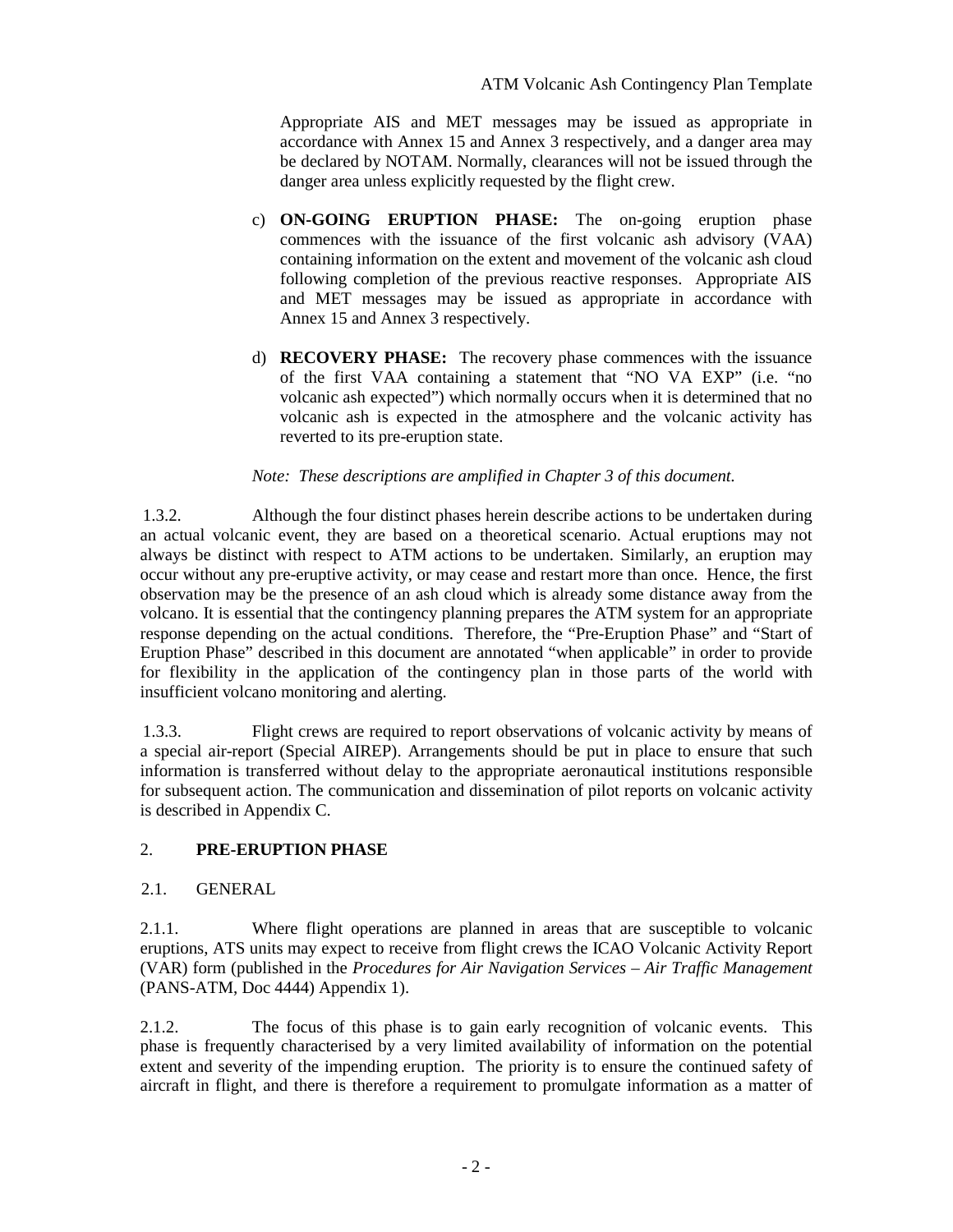Appropriate AIS and MET messages may be issued as appropriate in accordance with Annex 15 and Annex 3 respectively, and a danger area may be declared by NOTAM. Normally, clearances will not be issued through the danger area unless explicitly requested by the flight crew.

c) **ON-GOING ERUPTION PHASE:** The on-going eruption phase commences with the issuance of the first volcanic ash advisory (VAA) containing information on the extent and movement of the volcanic ash cloud following completion of the previous reactive responses. Appropriate AIS and MET messages may be issued as appropriate in accordance with Annex 15 and Annex 3 respectively.

d) **RECOVERY PHASE:** The recovery phase commences with the issuance of the first VAA containing a statement that "NO VA EXP" (i.e. "no volcanic ash expected") which normally occurs when it is determined that no volcanic ash is expected in the atmosphere and the volcanic activity has reverted to its pre-eruption state.

*Note: These descriptions are amplified in Chapter 3 of this document.*

1.3.2. Although the four distinct phases herein describe actions to be undertaken during an actual volcanic event, they are based on a theoretical scenario. Actual eruptions may not always be distinct with respect to ATM actions to be undertaken. Similarly, an eruption may occur without any pre-eruptive activity, or may cease and restart more than once. Hence, the first observation may be the presence of an ash cloud which is already some distance away from the volcano. It is essential that the contingency planning prepares the ATM system for an appropriate response depending on the actual conditions. Therefore, the "Pre-Eruption Phase" and "Start of Eruption Phase" described in this document are annotated "when applicable" in order to provide for flexibility in the application of the contingency plan in those parts of the world with insufficient volcano monitoring and alerting.

1.3.3. Flight crews are required to report observations of volcanic activity by means of a special air-report (Special AIREP). Arrangements should be put in place to ensure that such information is transferred without delay to the appropriate aeronautical institutions responsible for subsequent action. The communication and dissemination of pilot reports on volcanic activity is described in Appendix C.

## 2. PRE-ERUPTION PHASE

### 2.1. GENERAL

2.1.1. Where flight operations are planned in areas that are susceptible to volcanic eruptions, ATS units may expect to receive from flight crews the ICAO Volcanic Activity Report (VAR) form (published in the *Procedures for Air Navigation Services – Air Traffic Management* (PANS-ATM, Doc 4444) Appendix 1).

2.1.2. The focus of this phase is to gain early recognition of volcanic events. This phase is frequently characterised by a very limited availability of information on the potential extent and severity of the impending eruption. The priority is to ensure the continued safety of aircraft in flight, and there is therefore a requirement to promulgate information as a matter of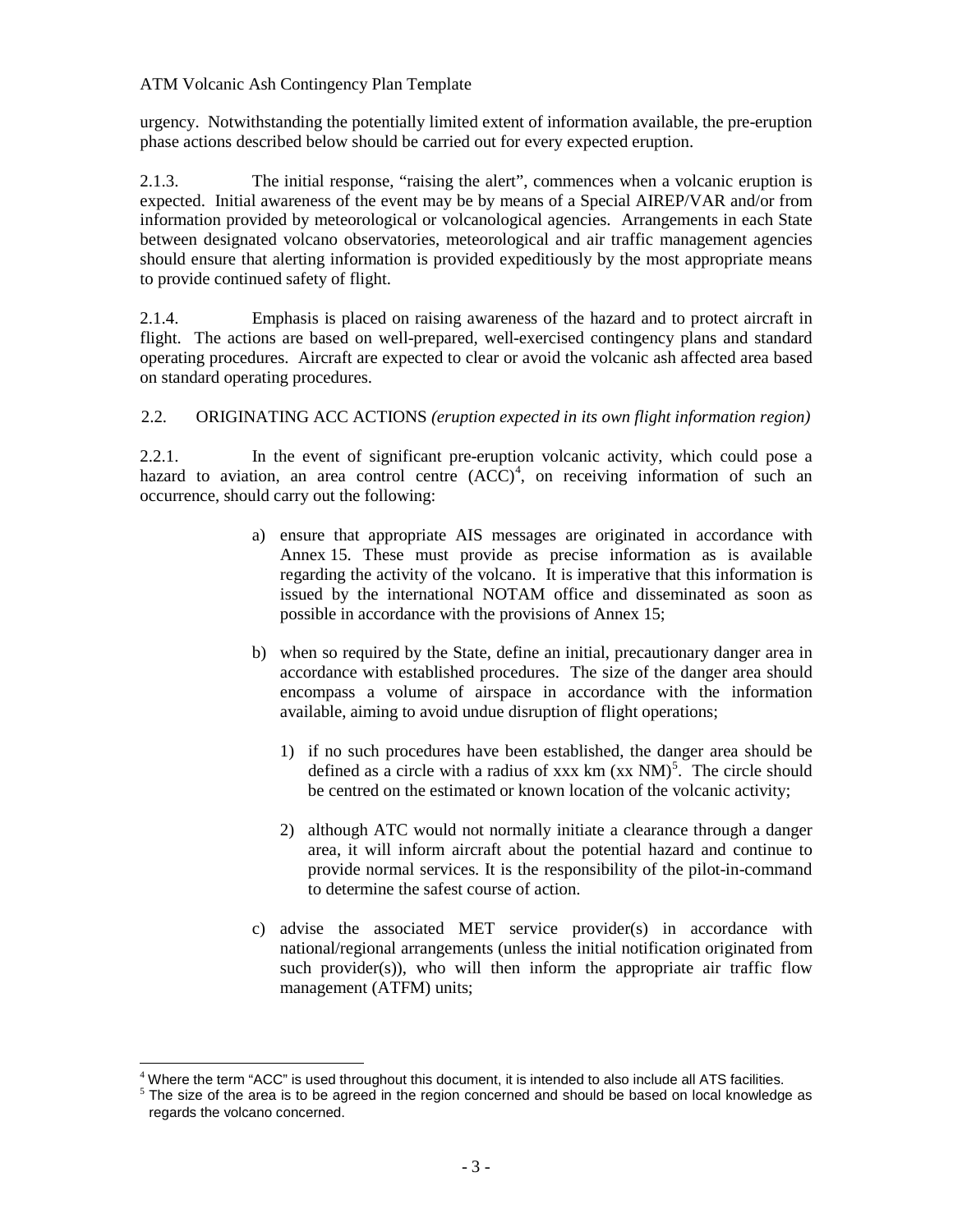urgency. Notwithstanding the potentially limited extent of information available, the pre-eruption phase actions described below should be carried out for every expected eruption.

2.1.3. The initial response, "raising the alert", commences when a volcanic eruption is expected. Initial awareness of the event may be by means of a Special AIREP/VAR and/or from information provided by meteorological or volcanological agencies. Arrangements in each State between designated volcano observatories, meteorological and air traffic management agencies should ensure that alerting information is provided expeditiously by the most appropriate means to provide continued safety of flight.

2.1.4. Emphasis is placed on raising awareness of the hazard and to protect aircraft in flight. The actions are based on well-prepared, well-exercised contingency plans and standard operating procedures. Aircraft are expected to clear or avoid the volcanic ash affected area based on standard operating procedures.

## 2.2. ORIGINATING ACC ACTIONS *(eruption expected in its own flight information region)*

2.2.1. In the event of significant pre-eruption volcanic activity, which could pose a hazard to aviation, an area control centre (ACC)[4], on receiving information of such an occurrence, should carry out the following:

a) ensure that appropriate AIS messages are originated in accordance with Annex 15. These must provide as precise information as is available regarding the activity of the volcano. It is imperative that this information is issued by the international NOTAM office and disseminated as soon as possible in accordance with the provisions of Annex 15;

b) when so required by the State, define an initial, precautionary danger area in accordance with established procedures. The size of the danger area should encompass a volume of airspace in accordance with the information available, aiming to avoid undue disruption of flight operations;

   1) if no such procedures have been established, the danger area should be defined as a circle with a radius of xxx km (xx NM)[5]. The circle should be centred on the estimated or known location of the volcanic activity;

   2) although ATC would not normally initiate a clearance through a danger area, it will inform aircraft about the potential hazard and continue to provide normal services. It is the responsibility of the pilot-in-command to determine the safest course of action.

c) advise the associated MET service provider(s) in accordance with national/regional arrangements (unless the initial notification originated from such provider(s)), who will then inform the appropriate air traffic flow management (ATFM) units;

---

[4] Where the term "ACC" is used throughout this document, it is intended to also include all ATS facilities.

[5] The size of the area is to be agreed in the region concerned and should be based on local knowledge as regards the volcano concerned.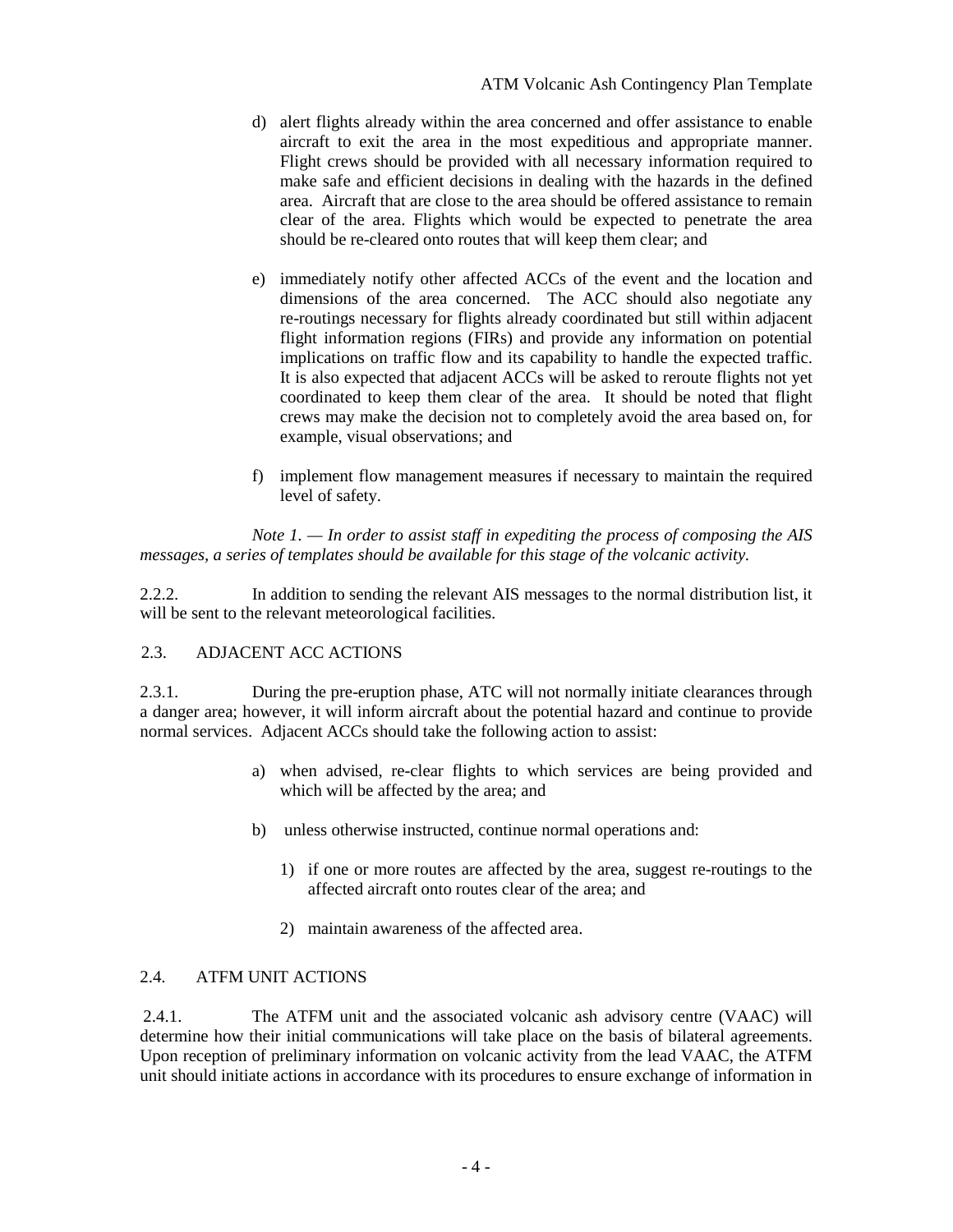d) alert flights already within the area concerned and offer assistance to enable aircraft to exit the area in the most expeditious and appropriate manner. Flight crews should be provided with all necessary information required to make safe and efficient decisions in dealing with the hazards in the defined area. Aircraft that are close to the area should be offered assistance to remain clear of the area. Flights which would be expected to penetrate the area should be re-cleared onto routes that will keep them clear; and

e) immediately notify other affected ACCs of the event and the location and dimensions of the area concerned. The ACC should also negotiate any re-routings necessary for flights already coordinated but still within adjacent flight information regions (FIRs) and provide any information on potential implications on traffic flow and its capability to handle the expected traffic. It is also expected that adjacent ACCs will be asked to reroute flights not yet coordinated to keep them clear of the area. It should be noted that flight crews may make the decision not to completely avoid the area based on, for example, visual observations; and

f) implement flow management measures if necessary to maintain the required level of safety.

*Note 1. — In order to assist staff in expediting the process of composing the AIS messages, a series of templates should be available for this stage of the volcanic activity.*

2.2.2. In addition to sending the relevant AIS messages to the normal distribution list, it will be sent to the relevant meteorological facilities.

## 2.3. ADJACENT ACC ACTIONS

2.3.1. During the pre-eruption phase, ATC will not normally initiate clearances through a danger area; however, it will inform aircraft about the potential hazard and continue to provide normal services. Adjacent ACCs should take the following action to assist:

a) when advised, re-clear flights to which services are being provided and which will be affected by the area; and

b) unless otherwise instructed, continue normal operations and:

   1) if one or more routes are affected by the area, suggest re-routings to the affected aircraft onto routes clear of the area; and

   2) maintain awareness of the affected area.

## 2.4. ATFM UNIT ACTIONS

2.4.1. The ATFM unit and the associated volcanic ash advisory centre (VAAC) will determine how their initial communications will take place on the basis of bilateral agreements. Upon reception of preliminary information on volcanic activity from the lead VAAC, the ATFM unit should initiate actions in accordance with its procedures to ensure exchange of information in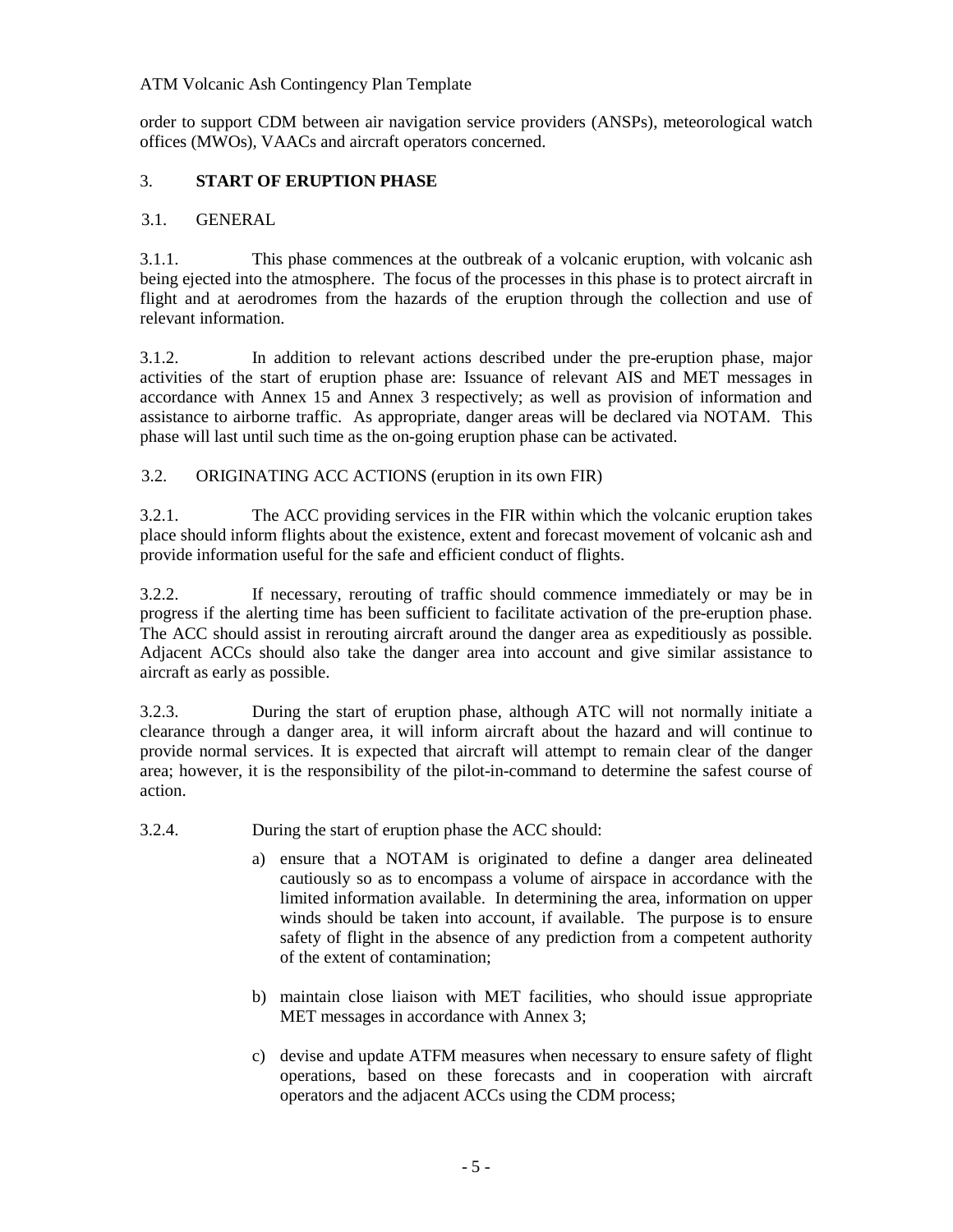order to support CDM between air navigation service providers (ANSPs), meteorological watch offices (MWOs), VAACs and aircraft operators concerned.

## 3. START OF ERUPTION PHASE

### 3.1. GENERAL

3.1.1. This phase commences at the outbreak of a volcanic eruption, with volcanic ash being ejected into the atmosphere. The focus of the processes in this phase is to protect aircraft in flight and at aerodromes from the hazards of the eruption through the collection and use of relevant information.

3.1.2. In addition to relevant actions described under the pre-eruption phase, major activities of the start of eruption phase are: Issuance of relevant AIS and MET messages in accordance with Annex 15 and Annex 3 respectively; as well as provision of information and assistance to airborne traffic. As appropriate, danger areas will be declared via NOTAM. This phase will last until such time as the on-going eruption phase can be activated.

### 3.2. ORIGINATING ACC ACTIONS (eruption in its own FIR)

3.2.1. The ACC providing services in the FIR within which the volcanic eruption takes place should inform flights about the existence, extent and forecast movement of volcanic ash and provide information useful for the safe and efficient conduct of flights.

3.2.2. If necessary, rerouting of traffic should commence immediately or may be in progress if the alerting time has been sufficient to facilitate activation of the pre-eruption phase. The ACC should assist in rerouting aircraft around the danger area as expeditiously as possible. Adjacent ACCs should also take the danger area into account and give similar assistance to aircraft as early as possible.

3.2.3. During the start of eruption phase, although ATC will not normally initiate a clearance through a danger area, it will inform aircraft about the hazard and will continue to provide normal services. It is expected that aircraft will attempt to remain clear of the danger area; however, it is the responsibility of the pilot-in-command to determine the safest course of action.

3.2.4. During the start of eruption phase the ACC should:

a) ensure that a NOTAM is originated to define a danger area delineated cautiously so as to encompass a volume of airspace in accordance with the limited information available. In determining the area, information on upper winds should be taken into account, if available. The purpose is to ensure safety of flight in the absence of any prediction from a competent authority of the extent of contamination;

b) maintain close liaison with MET facilities, who should issue appropriate MET messages in accordance with Annex 3;

c) devise and update ATFM measures when necessary to ensure safety of flight operations, based on these forecasts and in cooperation with aircraft operators and the adjacent ACCs using the CDM process;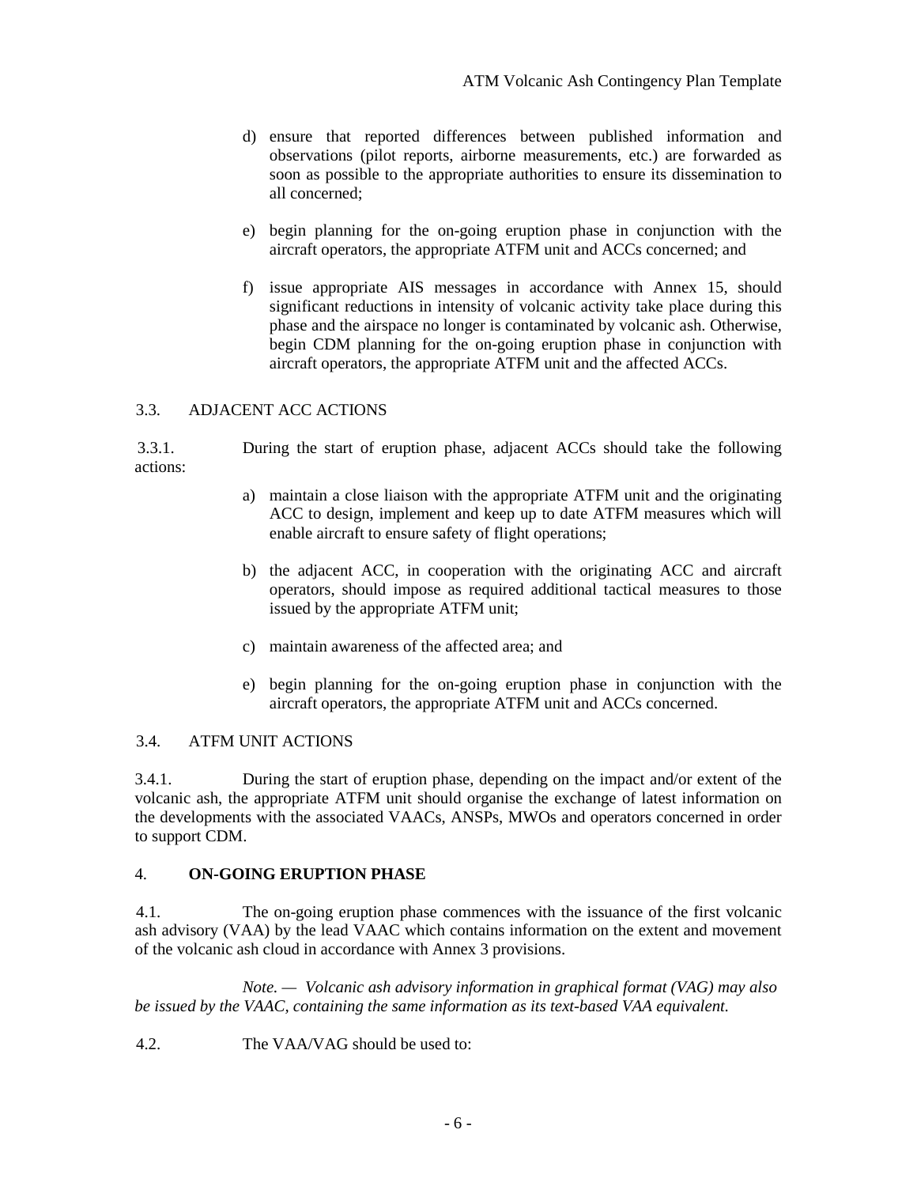d) ensure that reported differences between published information and observations (pilot reports, airborne measurements, etc.) are forwarded as soon as possible to the appropriate authorities to ensure its dissemination to all concerned;

e) begin planning for the on-going eruption phase in conjunction with the aircraft operators, the appropriate ATFM unit and ACCs concerned; and

f) issue appropriate AIS messages in accordance with Annex 15, should significant reductions in intensity of volcanic activity take place during this phase and the airspace no longer is contaminated by volcanic ash. Otherwise, begin CDM planning for the on-going eruption phase in conjunction with aircraft operators, the appropriate ATFM unit and the affected ACCs.

### 3.3. ADJACENT ACC ACTIONS

3.3.1. During the start of eruption phase, adjacent ACCs should take the following actions:

a) maintain a close liaison with the appropriate ATFM unit and the originating ACC to design, implement and keep up to date ATFM measures which will enable aircraft to ensure safety of flight operations;

b) the adjacent ACC, in cooperation with the originating ACC and aircraft operators, should impose as required additional tactical measures to those issued by the appropriate ATFM unit;

c) maintain awareness of the affected area; and

e) begin planning for the on-going eruption phase in conjunction with the aircraft operators, the appropriate ATFM unit and ACCs concerned.

### 3.4. ATFM UNIT ACTIONS

3.4.1. During the start of eruption phase, depending on the impact and/or extent of the volcanic ash, the appropriate ATFM unit should organise the exchange of latest information on the developments with the associated VAACs, ANSPs, MWOs and operators concerned in order to support CDM.

## 4. ON-GOING ERUPTION PHASE

4.1. The on-going eruption phase commences with the issuance of the first volcanic ash advisory (VAA) by the lead VAAC which contains information on the extent and movement of the volcanic ash cloud in accordance with Annex 3 provisions.

*Note. — Volcanic ash advisory information in graphical format (VAG) may also be issued by the VAAC, containing the same information as its text-based VAA equivalent.*

4.2. The VAA/VAG should be used to: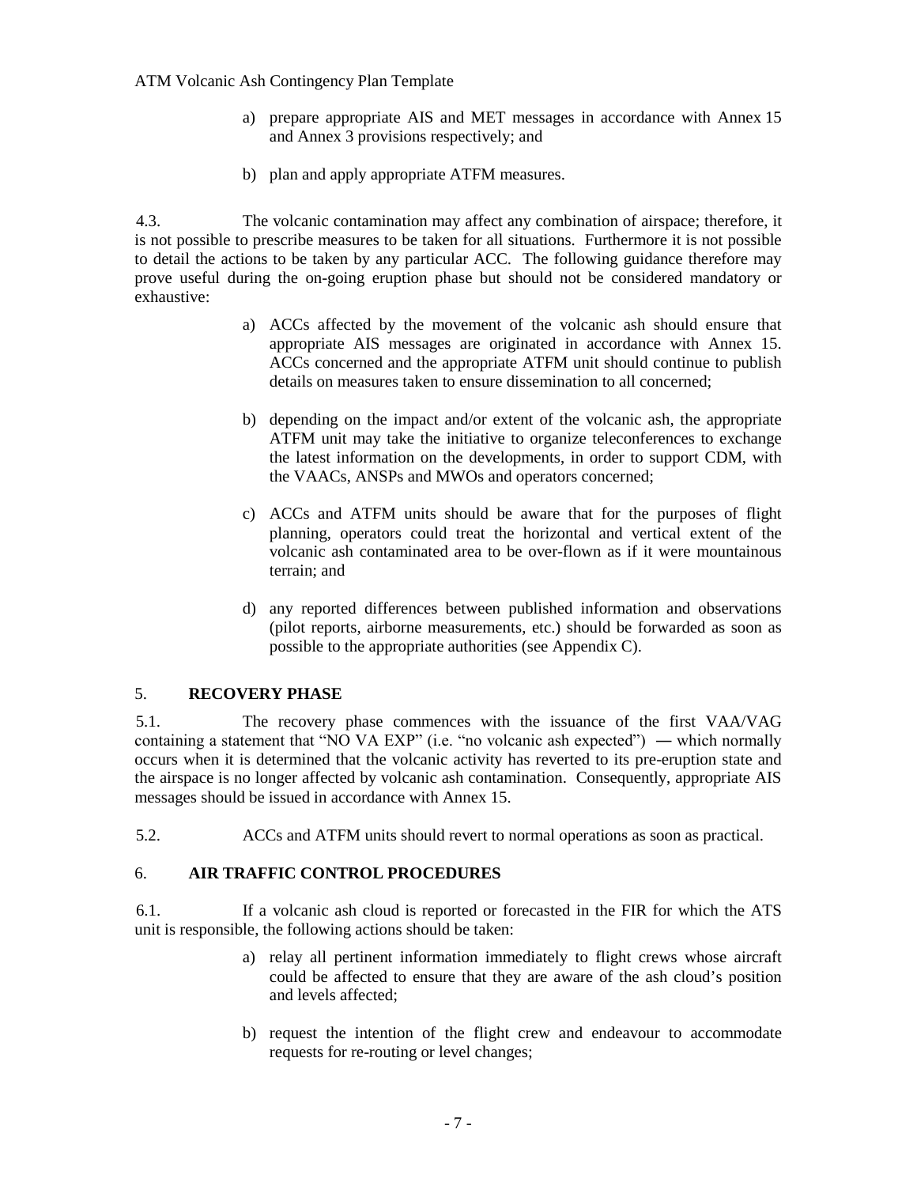a) prepare appropriate AIS and MET messages in accordance with Annex 15 and Annex 3 provisions respectively; and

b) plan and apply appropriate ATFM measures.

4.3. The volcanic contamination may affect any combination of airspace; therefore, it is not possible to prescribe measures to be taken for all situations. Furthermore it is not possible to detail the actions to be taken by any particular ACC. The following guidance therefore may prove useful during the on-going eruption phase but should not be considered mandatory or exhaustive:

a) ACCs affected by the movement of the volcanic ash should ensure that appropriate AIS messages are originated in accordance with Annex 15. ACCs concerned and the appropriate ATFM unit should continue to publish details on measures taken to ensure dissemination to all concerned;

b) depending on the impact and/or extent of the volcanic ash, the appropriate ATFM unit may take the initiative to organize teleconferences to exchange the latest information on the developments, in order to support CDM, with the VAACs, ANSPs and MWOs and operators concerned;

c) ACCs and ATFM units should be aware that for the purposes of flight planning, operators could treat the horizontal and vertical extent of the volcanic ash contaminated area to be over-flown as if it were mountainous terrain; and

d) any reported differences between published information and observations (pilot reports, airborne measurements, etc.) should be forwarded as soon as possible to the appropriate authorities (see Appendix C).

## 5. RECOVERY PHASE

5.1. The recovery phase commences with the issuance of the first VAA/VAG containing a statement that "NO VA EXP" (i.e. "no volcanic ash expected") ― which normally occurs when it is determined that the volcanic activity has reverted to its pre-eruption state and the airspace is no longer affected by volcanic ash contamination. Consequently, appropriate AIS messages should be issued in accordance with Annex 15.

5.2. ACCs and ATFM units should revert to normal operations as soon as practical.

## 6. AIR TRAFFIC CONTROL PROCEDURES

6.1. If a volcanic ash cloud is reported or forecasted in the FIR for which the ATS unit is responsible, the following actions should be taken:

a) relay all pertinent information immediately to flight crews whose aircraft could be affected to ensure that they are aware of the ash cloud's position and levels affected;

b) request the intention of the flight crew and endeavour to accommodate requests for re-routing or level changes;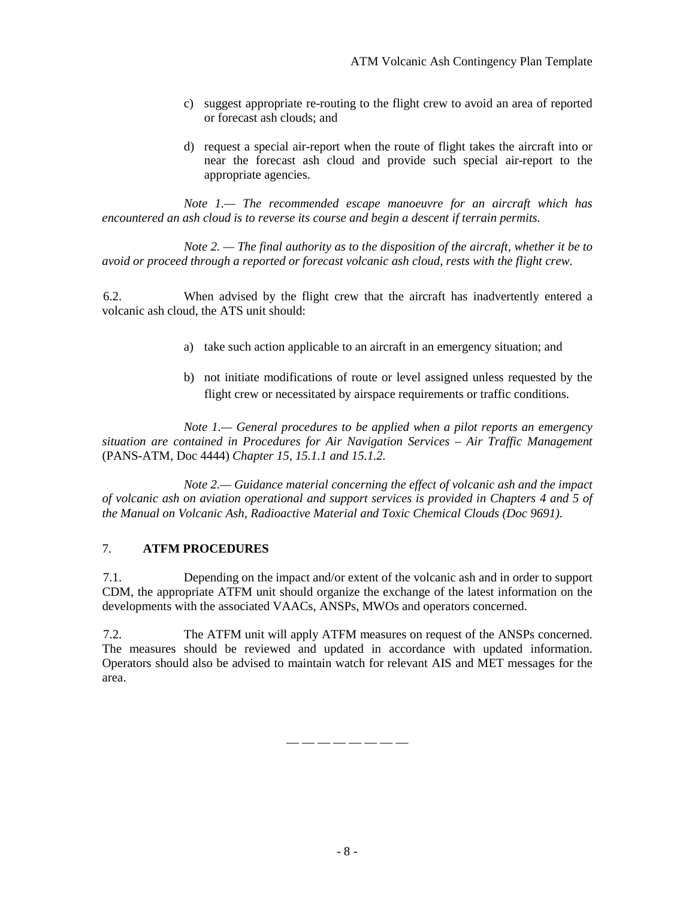c) suggest appropriate re-routing to the flight crew to avoid an area of reported or forecast ash clouds; and

d) request a special air-report when the route of flight takes the aircraft into or near the forecast ash cloud and provide such special air-report to the appropriate agencies.

*Note 1.— The recommended escape manoeuvre for an aircraft which has encountered an ash cloud is to reverse its course and begin a descent if terrain permits.*

*Note 2. — The final authority as to the disposition of the aircraft, whether it be to avoid or proceed through a reported or forecast volcanic ash cloud, rests with the flight crew.*

6.2. When advised by the flight crew that the aircraft has inadvertently entered a volcanic ash cloud, the ATS unit should:

a) take such action applicable to an aircraft in an emergency situation; and

b) not initiate modifications of route or level assigned unless requested by the flight crew or necessitated by airspace requirements or traffic conditions.

*Note 1.— General procedures to be applied when a pilot reports an emergency situation are contained in Procedures for Air Navigation Services – Air Traffic Management* (PANS-ATM, Doc 4444) *Chapter 15, 15.1.1 and 15.1.2.*

*Note 2.— Guidance material concerning the effect of volcanic ash and the impact of volcanic ash on aviation operational and support services is provided in Chapters 4 and 5 of the Manual on Volcanic Ash, Radioactive Material and Toxic Chemical Clouds (Doc 9691).*

## 7. ATFM PROCEDURES

7.1. Depending on the impact and/or extent of the volcanic ash and in order to support CDM, the appropriate ATFM unit should organize the exchange of the latest information on the developments with the associated VAACs, ANSPs, MWOs and operators concerned.

7.2. The ATFM unit will apply ATFM measures on request of the ANSPs concerned. The measures should be reviewed and updated in accordance with updated information. Operators should also be advised to maintain watch for relevant AIS and MET messages for the area.

— — — — — — — —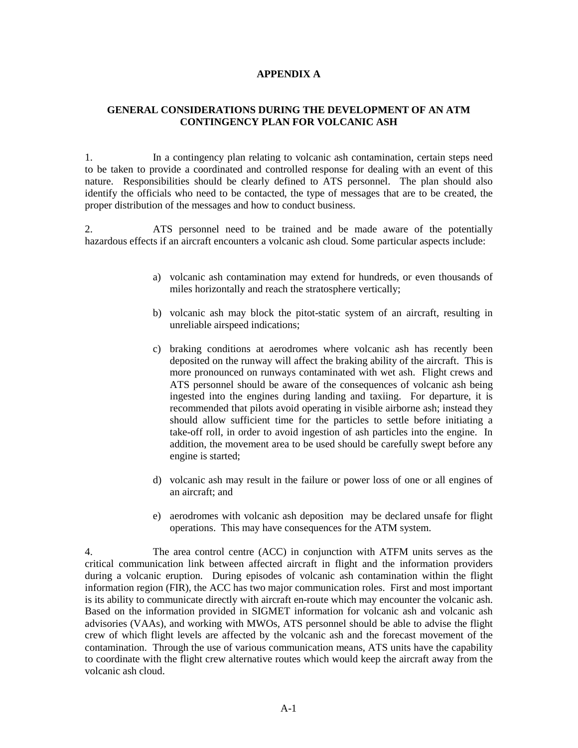# APPENDIX A

## GENERAL CONSIDERATIONS DURING THE DEVELOPMENT OF AN ATM CONTINGENCY PLAN FOR VOLCANIC ASH

1. In a contingency plan relating to volcanic ash contamination, certain steps need to be taken to provide a coordinated and controlled response for dealing with an event of this nature. Responsibilities should be clearly defined to ATS personnel. The plan should also identify the officials who need to be contacted, the type of messages that are to be created, the proper distribution of the messages and how to conduct business.

2. ATS personnel need to be trained and be made aware of the potentially hazardous effects if an aircraft encounters a volcanic ash cloud. Some particular aspects include:

   a) volcanic ash contamination may extend for hundreds, or even thousands of miles horizontally and reach the stratosphere vertically;

   b) volcanic ash may block the pitot-static system of an aircraft, resulting in unreliable airspeed indications;

   c) braking conditions at aerodromes where volcanic ash has recently been deposited on the runway will affect the braking ability of the aircraft. This is more pronounced on runways contaminated with wet ash. Flight crews and ATS personnel should be aware of the consequences of volcanic ash being ingested into the engines during landing and taxiing. For departure, it is recommended that pilots avoid operating in visible airborne ash; instead they should allow sufficient time for the particles to settle before initiating a take-off roll, in order to avoid ingestion of ash particles into the engine. In addition, the movement area to be used should be carefully swept before any engine is started;

   d) volcanic ash may result in the failure or power loss of one or all engines of an aircraft; and

   e) aerodromes with volcanic ash deposition may be declared unsafe for flight operations. This may have consequences for the ATM system.

4. The area control centre (ACC) in conjunction with ATFM units serves as the critical communication link between affected aircraft in flight and the information providers during a volcanic eruption. During episodes of volcanic ash contamination within the flight information region (FIR), the ACC has two major communication roles. First and most important is its ability to communicate directly with aircraft en-route which may encounter the volcanic ash. Based on the information provided in SIGMET information for volcanic ash and volcanic ash advisories (VAAs), and working with MWOs, ATS personnel should be able to advise the flight crew of which flight levels are affected by the volcanic ash and the forecast movement of the contamination. Through the use of various communication means, ATS units have the capability to coordinate with the flight crew alternative routes which would keep the aircraft away from the volcanic ash cloud.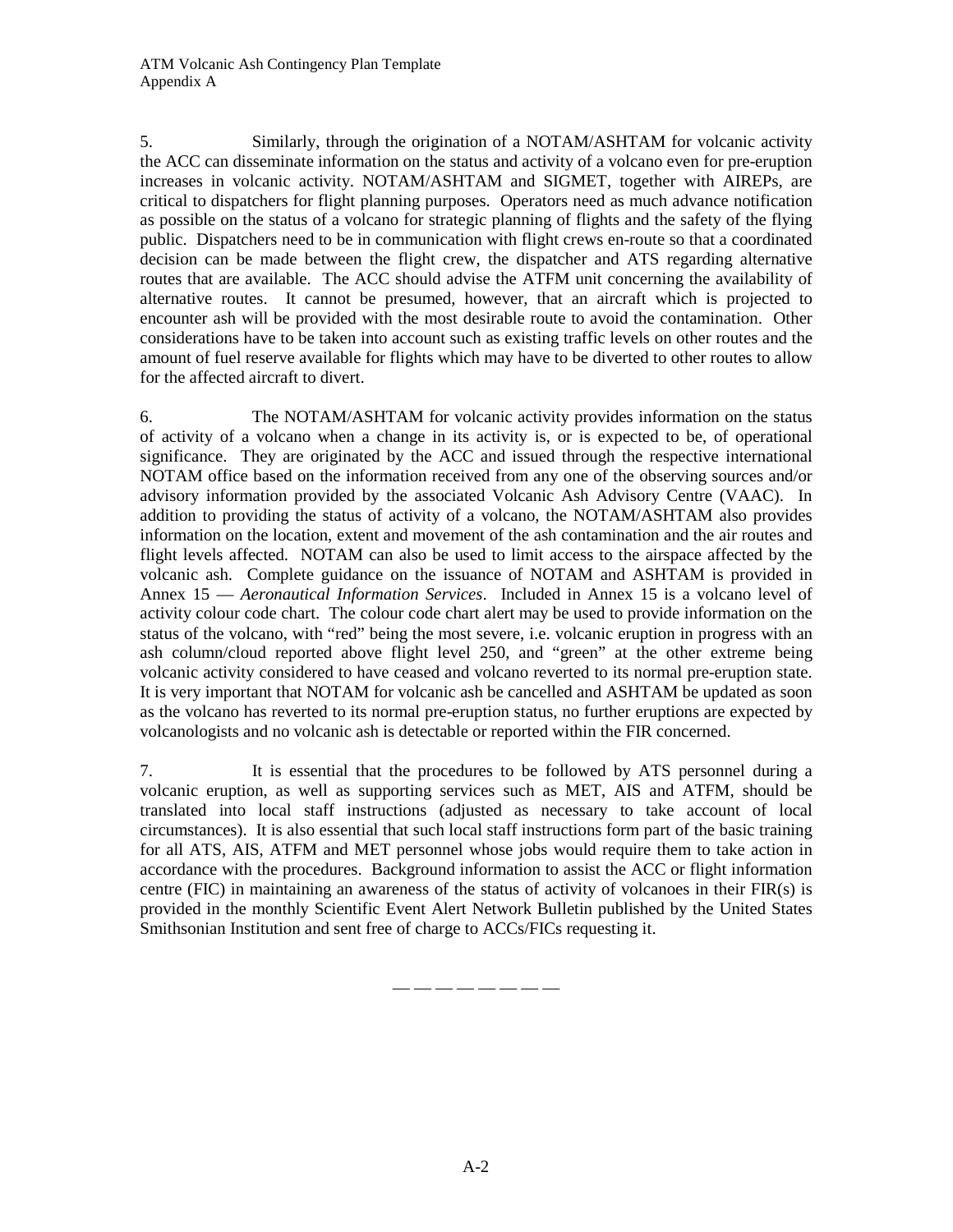5. Similarly, through the origination of a NOTAM/ASHTAM for volcanic activity the ACC can disseminate information on the status and activity of a volcano even for pre-eruption increases in volcanic activity. NOTAM/ASHTAM and SIGMET, together with AIREPs, are critical to dispatchers for flight planning purposes. Operators need as much advance notification as possible on the status of a volcano for strategic planning of flights and the safety of the flying public. Dispatchers need to be in communication with flight crews en-route so that a coordinated decision can be made between the flight crew, the dispatcher and ATS regarding alternative routes that are available. The ACC should advise the ATFM unit concerning the availability of alternative routes. It cannot be presumed, however, that an aircraft which is projected to encounter ash will be provided with the most desirable route to avoid the contamination. Other considerations have to be taken into account such as existing traffic levels on other routes and the amount of fuel reserve available for flights which may have to be diverted to other routes to allow for the affected aircraft to divert.

6. The NOTAM/ASHTAM for volcanic activity provides information on the status of activity of a volcano when a change in its activity is, or is expected to be, of operational significance. They are originated by the ACC and issued through the respective international NOTAM office based on the information received from any one of the observing sources and/or advisory information provided by the associated Volcanic Ash Advisory Centre (VAAC). In addition to providing the status of activity of a volcano, the NOTAM/ASHTAM also provides information on the location, extent and movement of the ash contamination and the air routes and flight levels affected. NOTAM can also be used to limit access to the airspace affected by the volcanic ash. Complete guidance on the issuance of NOTAM and ASHTAM is provided in Annex 15 — *Aeronautical Information Services*. Included in Annex 15 is a volcano level of activity colour code chart. The colour code chart alert may be used to provide information on the status of the volcano, with "red" being the most severe, i.e. volcanic eruption in progress with an ash column/cloud reported above flight level 250, and "green" at the other extreme being volcanic activity considered to have ceased and volcano reverted to its normal pre-eruption state. It is very important that NOTAM for volcanic ash be cancelled and ASHTAM be updated as soon as the volcano has reverted to its normal pre-eruption status, no further eruptions are expected by volcanologists and no volcanic ash is detectable or reported within the FIR concerned.

7. It is essential that the procedures to be followed by ATS personnel during a volcanic eruption, as well as supporting services such as MET, AIS and ATFM, should be translated into local staff instructions (adjusted as necessary to take account of local circumstances). It is also essential that such local staff instructions form part of the basic training for all ATS, AIS, ATFM and MET personnel whose jobs would require them to take action in accordance with the procedures. Background information to assist the ACC or flight information centre (FIC) in maintaining an awareness of the status of activity of volcanoes in their FIR(s) is provided in the monthly Scientific Event Alert Network Bulletin published by the United States Smithsonian Institution and sent free of charge to ACCs/FICs requesting it.

— — — — — — — —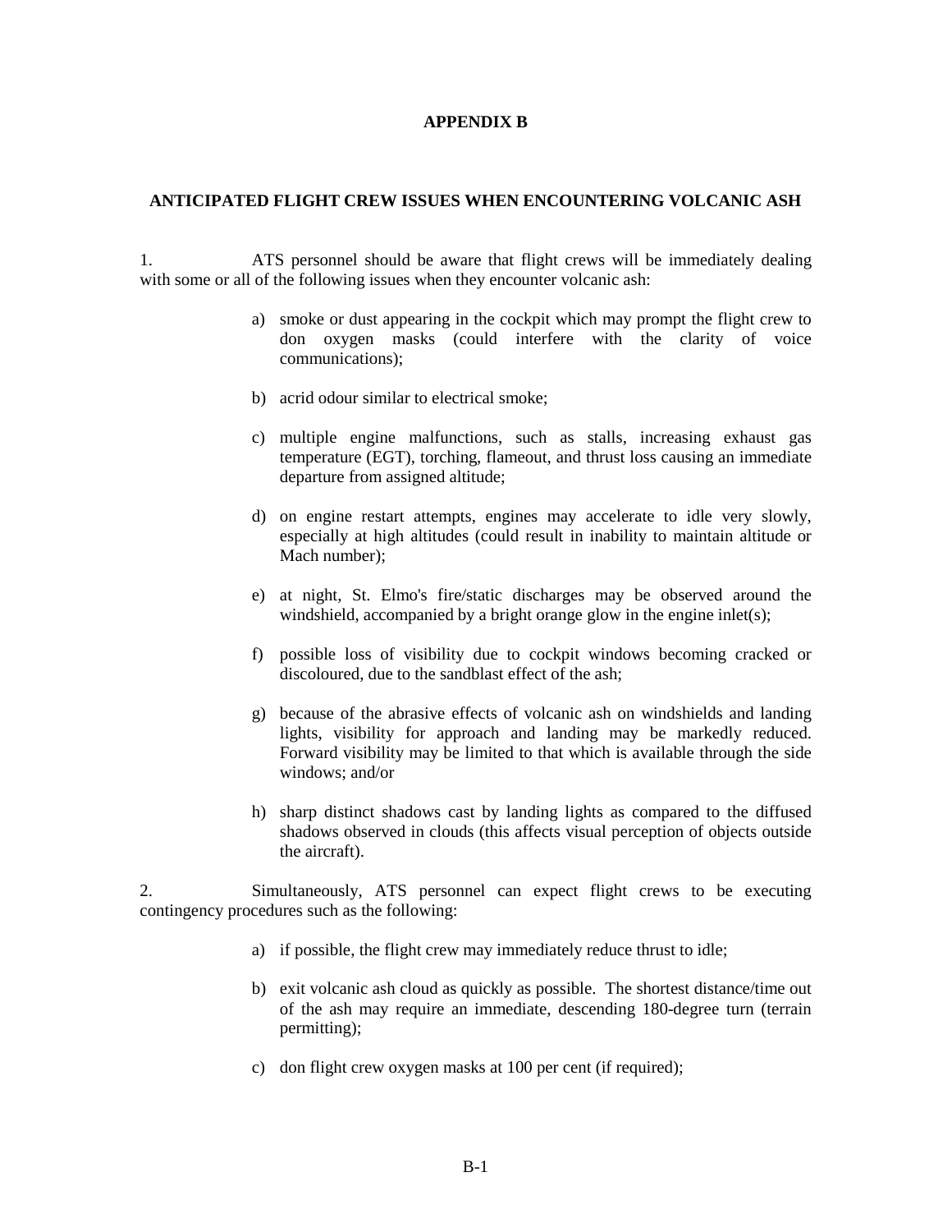# APPENDIX B

## ANTICIPATED FLIGHT CREW ISSUES WHEN ENCOUNTERING VOLCANIC ASH

1. ATS personnel should be aware that flight crews will be immediately dealing with some or all of the following issues when they encounter volcanic ash:

   a) smoke or dust appearing in the cockpit which may prompt the flight crew to don oxygen masks (could interfere with the clarity of voice communications);

   b) acrid odour similar to electrical smoke;

   c) multiple engine malfunctions, such as stalls, increasing exhaust gas temperature (EGT), torching, flameout, and thrust loss causing an immediate departure from assigned altitude;

   d) on engine restart attempts, engines may accelerate to idle very slowly, especially at high altitudes (could result in inability to maintain altitude or Mach number);

   e) at night, St. Elmo's fire/static discharges may be observed around the windshield, accompanied by a bright orange glow in the engine inlet(s);

   f) possible loss of visibility due to cockpit windows becoming cracked or discoloured, due to the sandblast effect of the ash;

   g) because of the abrasive effects of volcanic ash on windshields and landing lights, visibility for approach and landing may be markedly reduced. Forward visibility may be limited to that which is available through the side windows; and/or

   h) sharp distinct shadows cast by landing lights as compared to the diffused shadows observed in clouds (this affects visual perception of objects outside the aircraft).

2. Simultaneously, ATS personnel can expect flight crews to be executing contingency procedures such as the following:

   a) if possible, the flight crew may immediately reduce thrust to idle;

   b) exit volcanic ash cloud as quickly as possible. The shortest distance/time out of the ash may require an immediate, descending 180-degree turn (terrain permitting);

   c) don flight crew oxygen masks at 100 per cent (if required);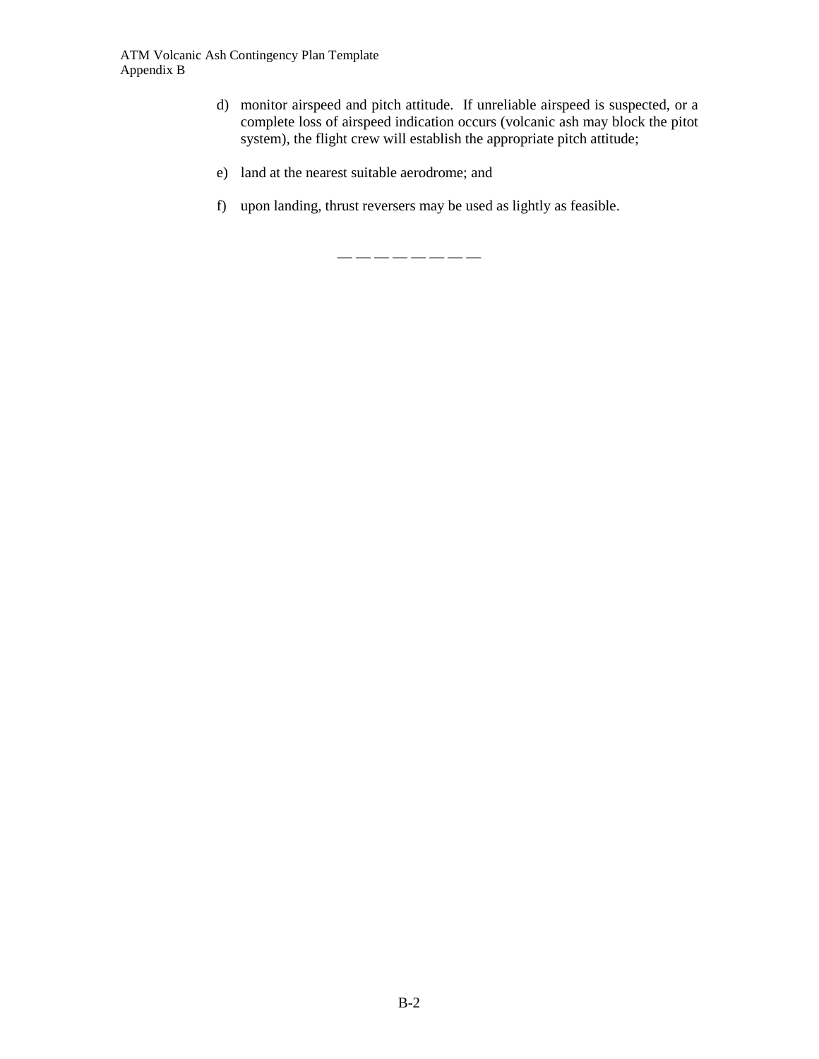d) monitor airspeed and pitch attitude. If unreliable airspeed is suspected, or a complete loss of airspeed indication occurs (volcanic ash may block the pitot system), the flight crew will establish the appropriate pitch attitude;

e) land at the nearest suitable aerodrome; and

f) upon landing, thrust reversers may be used as lightly as feasible.

— — — — — — — —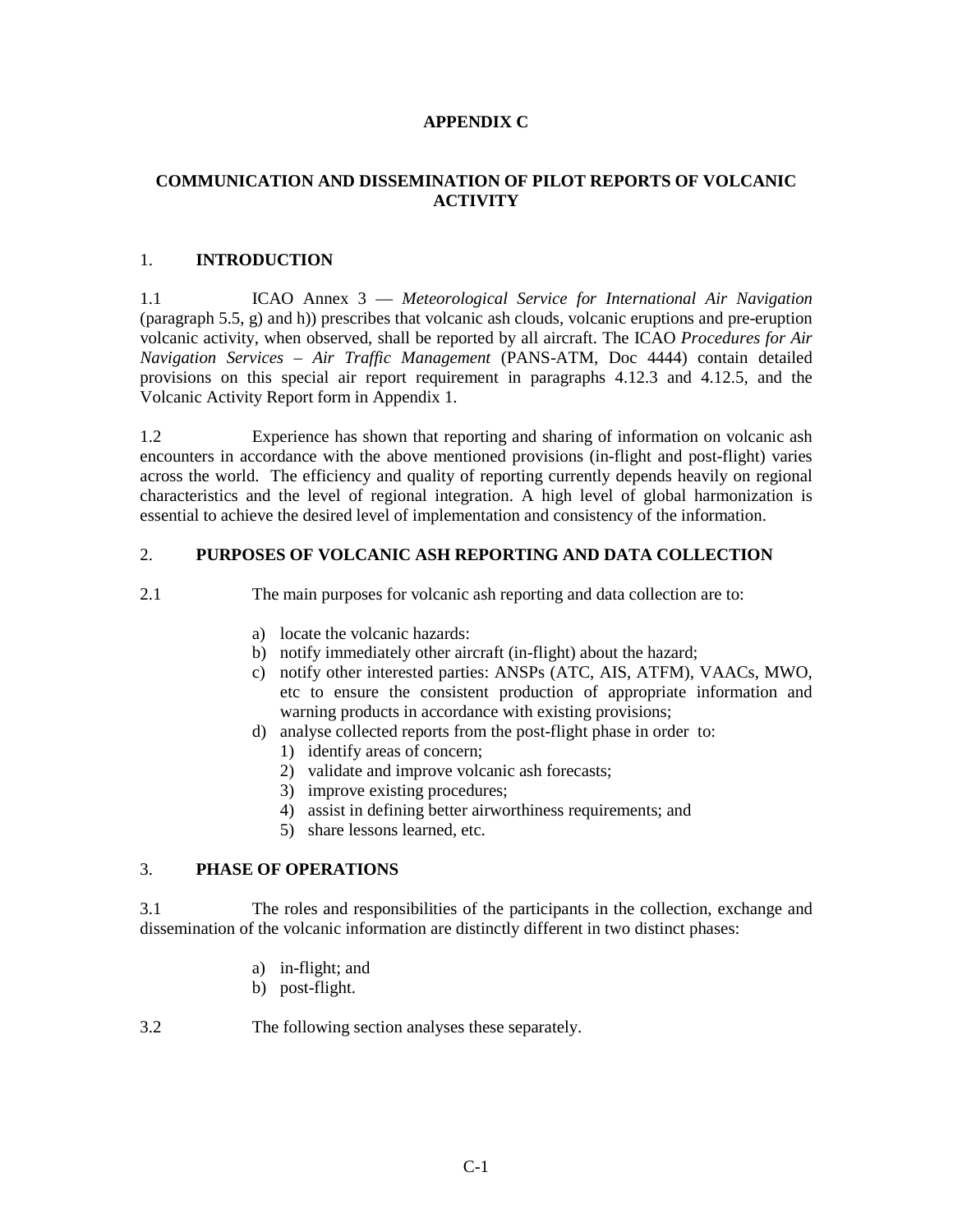# APPENDIX C

## COMMUNICATION AND DISSEMINATION OF PILOT REPORTS OF VOLCANIC ACTIVITY

### 1. INTRODUCTION

1.1 ICAO Annex 3 — *Meteorological Service for International Air Navigation* (paragraph 5.5, g) and h)) prescribes that volcanic ash clouds, volcanic eruptions and pre-eruption volcanic activity, when observed, shall be reported by all aircraft. The ICAO *Procedures for Air Navigation Services – Air Traffic Management* (PANS-ATM, Doc 4444) contain detailed provisions on this special air report requirement in paragraphs 4.12.3 and 4.12.5, and the Volcanic Activity Report form in Appendix 1.

1.2 Experience has shown that reporting and sharing of information on volcanic ash encounters in accordance with the above mentioned provisions (in-flight and post-flight) varies across the world. The efficiency and quality of reporting currently depends heavily on regional characteristics and the level of regional integration. A high level of global harmonization is essential to achieve the desired level of implementation and consistency of the information.

### 2. PURPOSES OF VOLCANIC ASH REPORTING AND DATA COLLECTION

2.1 The main purposes for volcanic ash reporting and data collection are to:

a) locate the volcanic hazards:
b) notify immediately other aircraft (in-flight) about the hazard;
c) notify other interested parties: ANSPs (ATC, AIS, ATFM), VAACs, MWO, etc to ensure the consistent production of appropriate information and warning products in accordance with existing provisions;
d) analyse collected reports from the post-flight phase in order to:
    1) identify areas of concern;
    2) validate and improve volcanic ash forecasts;
    3) improve existing procedures;
    4) assist in defining better airworthiness requirements; and
    5) share lessons learned, etc.

### 3. PHASE OF OPERATIONS

3.1 The roles and responsibilities of the participants in the collection, exchange and dissemination of the volcanic information are distinctly different in two distinct phases:

a) in-flight; and
b) post-flight.

3.2 The following section analyses these separately.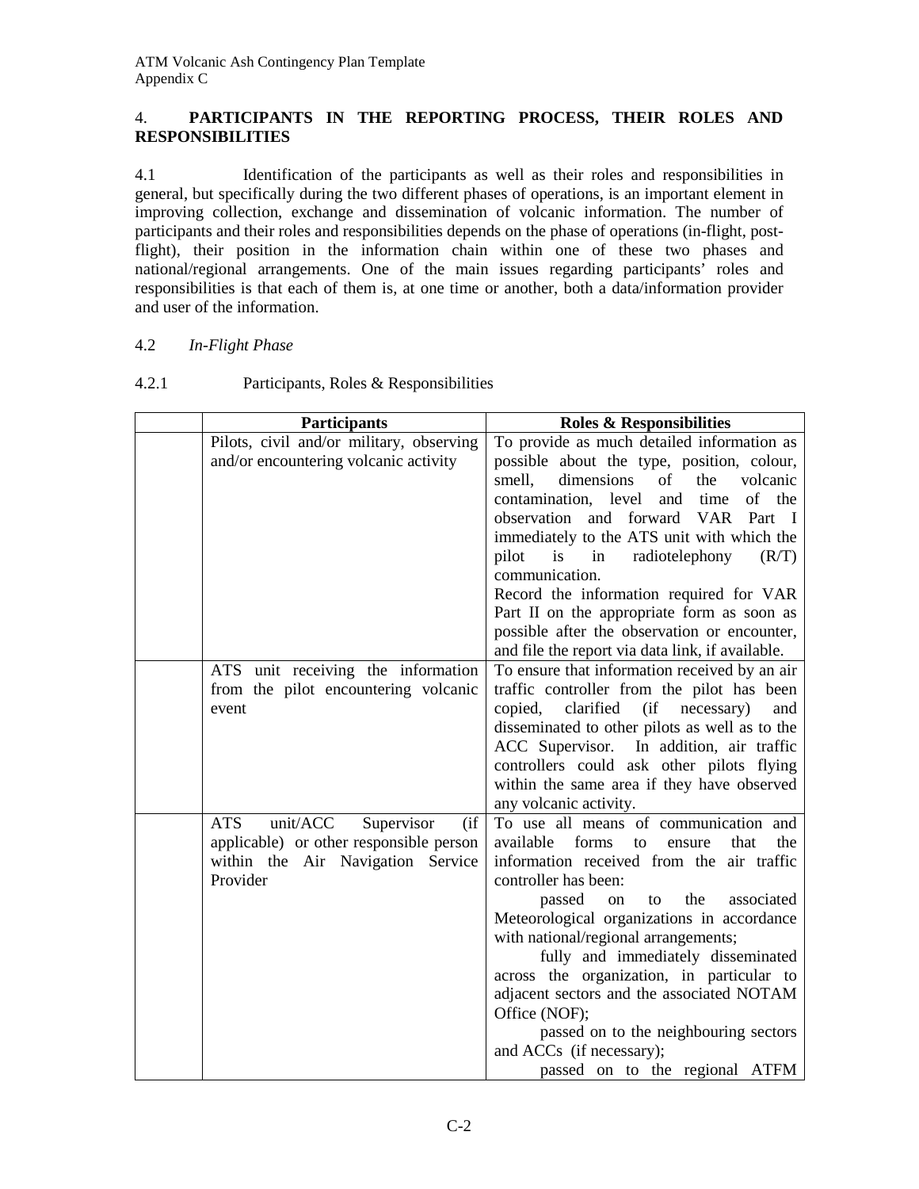## 4. PARTICIPANTS IN THE REPORTING PROCESS, THEIR ROLES AND RESPONSIBILITIES

4.1 Identification of the participants as well as their roles and responsibilities in general, but specifically during the two different phases of operations, is an important element in improving collection, exchange and dissemination of volcanic information. The number of participants and their roles and responsibilities depends on the phase of operations (in-flight, post-flight), their position in the information chain within one of these two phases and national/regional arrangements. One of the main issues regarding participants' roles and responsibilities is that each of them is, at one time or another, both a data/information provider and user of the information.

4.2 *In-Flight Phase*

4.2.1 Participants, Roles & Responsibilities

| | Participants | Roles & Responsibilities |
|---|---|---|
| | Pilots, civil and/or military, observing and/or encountering volcanic activity | To provide as much detailed information as possible about the type, position, colour, smell, dimensions of the volcanic contamination, level and time of the observation and forward VAR Part I immediately to the ATS unit with which the pilot is in radiotelephony (R/T) communication.<br>Record the information required for VAR Part II on the appropriate form as soon as possible after the observation or encounter, and file the report via data link, if available. |
| | ATS unit receiving the information from the pilot encountering volcanic event | To ensure that information received by an air traffic controller from the pilot has been copied, clarified (if necessary) and disseminated to other pilots as well as to the ACC Supervisor. In addition, air traffic controllers could ask other pilots flying within the same area if they have observed any volcanic activity. |
| | ATS unit/ACC Supervisor (if applicable) or other responsible person within the Air Navigation Service Provider | To use all means of communication and available forms to ensure that the information received from the air traffic controller has been:<br>passed on to the associated Meteorological organizations in accordance with national/regional arrangements;<br>fully and immediately disseminated across the organization, in particular to adjacent sectors and the associated NOTAM Office (NOF);<br>passed on to the neighbouring sectors and ACCs (if necessary);<br>passed on to the regional ATFM |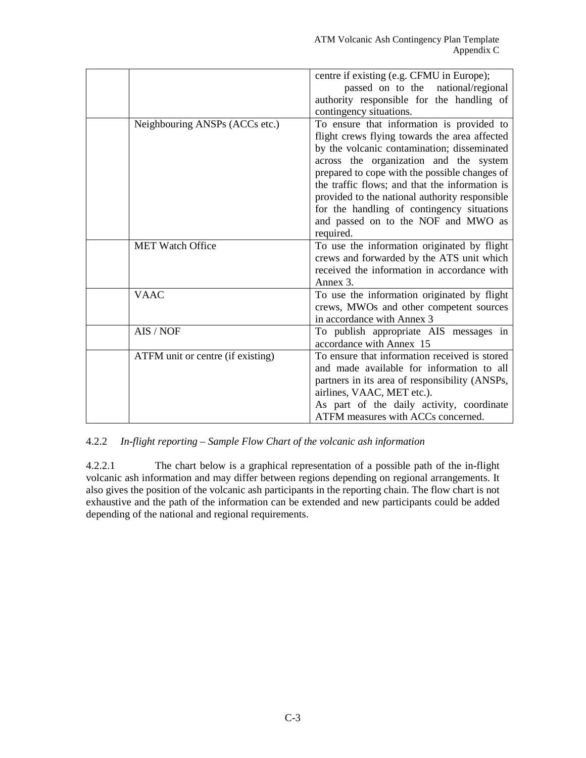| | | |
|---|---|---|
| | | centre if existing (e.g. CFMU in Europe); passed on to the national/regional authority responsible for the handling of contingency situations. |
| | Neighbouring ANSPs (ACCs etc.) | To ensure that information is provided to flight crews flying towards the area affected by the volcanic contamination; disseminated across the organization and the system prepared to cope with the possible changes of the traffic flows; and that the information is provided to the national authority responsible for the handling of contingency situations and passed on to the NOF and MWO as required. |
| | MET Watch Office | To use the information originated by flight crews and forwarded by the ATS unit which received the information in accordance with Annex 3. |
| | VAAC | To use the information originated by flight crews, MWOs and other competent sources in accordance with Annex 3 |
| | AIS / NOF | To publish appropriate AIS messages in accordance with Annex 15 |
| | ATFM unit or centre (if existing) | To ensure that information received is stored and made available for information to all partners in its area of responsibility (ANSPs, airlines, VAAC, MET etc.).<br>As part of the daily activity, coordinate ATFM measures with ACCs concerned. |

4.2.2 *In-flight reporting – Sample Flow Chart of the volcanic ash information*

4.2.2.1 The chart below is a graphical representation of a possible path of the in-flight volcanic ash information and may differ between regions depending on regional arrangements. It also gives the position of the volcanic ash participants in the reporting chain. The flow chart is not exhaustive and the path of the information can be extended and new participants could be added depending of the national and regional requirements.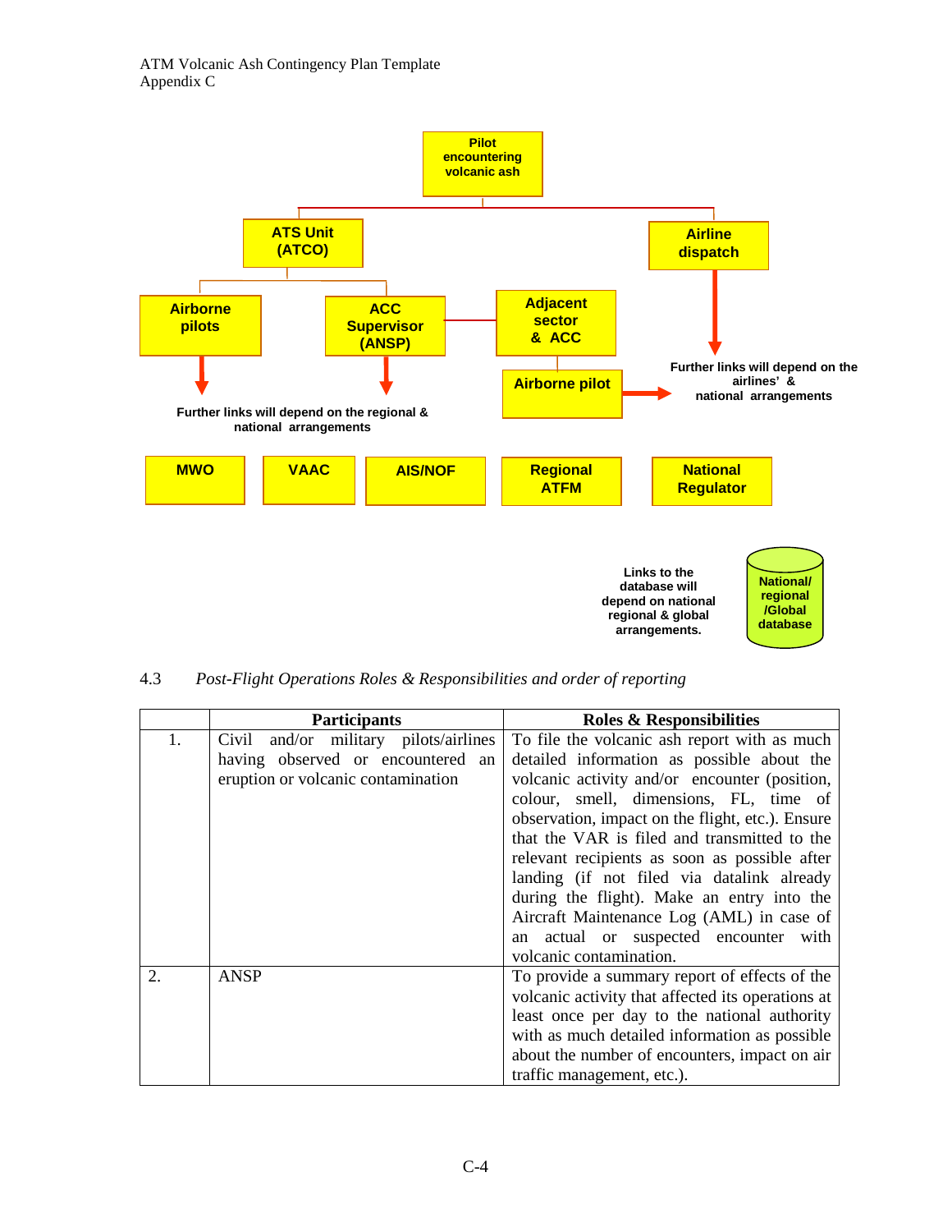Pilot encountering volcanic ash

ATS Unit (ATCO)

Airline dispatch

Airborne pilots

ACC Supervisor (ANSP)

Adjacent sector & ACC

Airborne pilot

Further links will depend on the airlines' & national arrangements

Further links will depend on the regional & national arrangements

MWO

VAAC

AIS/NOF

Regional ATFM

National Regulator

Links to the database will depend on national regional & global arrangements.

National/ regional /Global database

4.3 *Post-Flight Operations Roles & Responsibilities and order of reporting*

| | Participants | Roles & Responsibilities |
|---|---|---|
| 1. | Civil and/or military pilots/airlines having observed or encountered an eruption or volcanic contamination | To file the volcanic ash report with as much detailed information as possible about the volcanic activity and/or encounter (position, colour, smell, dimensions, FL, time of observation, impact on the flight, etc.). Ensure that the VAR is filed and transmitted to the relevant recipients as soon as possible after landing (if not filed via datalink already during the flight). Make an entry into the Aircraft Maintenance Log (AML) in case of an actual or suspected encounter with volcanic contamination. |
| 2. | ANSP | To provide a summary report of effects of the volcanic activity that affected its operations at least once per day to the national authority with as much detailed information as possible about the number of encounters, impact on air traffic management, etc.). |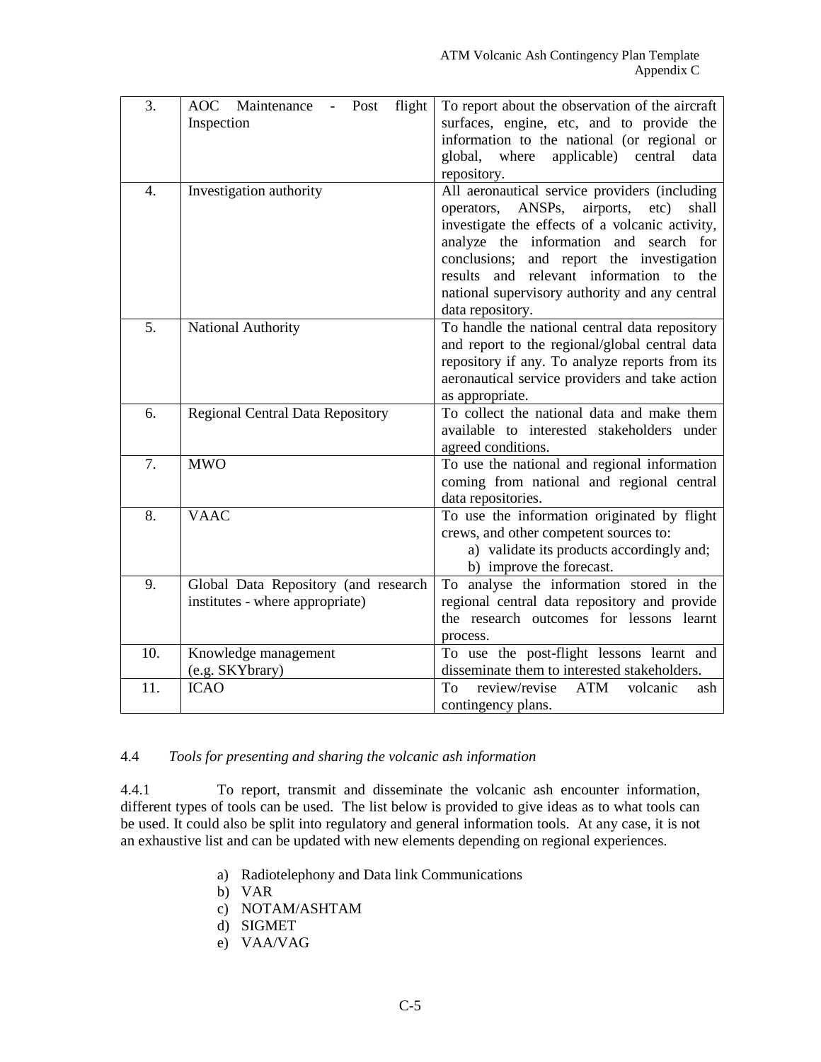| 3. | AOC Maintenance - Post flight Inspection | To report about the observation of the aircraft surfaces, engine, etc, and to provide the information to the national (or regional or global, where applicable) central data repository. |
|---|---|---|
| 4. | Investigation authority | All aeronautical service providers (including operators, ANSPs, airports, etc) shall investigate the effects of a volcanic activity, analyze the information and search for conclusions; and report the investigation results and relevant information to the national supervisory authority and any central data repository. |
| 5. | National Authority | To handle the national central data repository and report to the regional/global central data repository if any. To analyze reports from its aeronautical service providers and take action as appropriate. |
| 6. | Regional Central Data Repository | To collect the national data and make them available to interested stakeholders under agreed conditions. |
| 7. | MWO | To use the national and regional information coming from national and regional central data repositories. |
| 8. | VAAC | To use the information originated by flight crews, and other competent sources to:<br>a) validate its products accordingly and;<br>b) improve the forecast. |
| 9. | Global Data Repository (and research institutes - where appropriate) | To analyse the information stored in the regional central data repository and provide the research outcomes for lessons learnt process. |
| 10. | Knowledge management (e.g. SKYbrary) | To use the post-flight lessons learnt and disseminate them to interested stakeholders. |
| 11. | ICAO | To review/revise ATM volcanic ash contingency plans. |

4.4 *Tools for presenting and sharing the volcanic ash information*

4.4.1 To report, transmit and disseminate the volcanic ash encounter information, different types of tools can be used. The list below is provided to give ideas as to what tools can be used. It could also be split into regulatory and general information tools. At any case, it is not an exhaustive list and can be updated with new elements depending on regional experiences.

a) Radiotelephony and Data link Communications
b) VAR
c) NOTAM/ASHTAM
d) SIGMET
e) VAA/VAG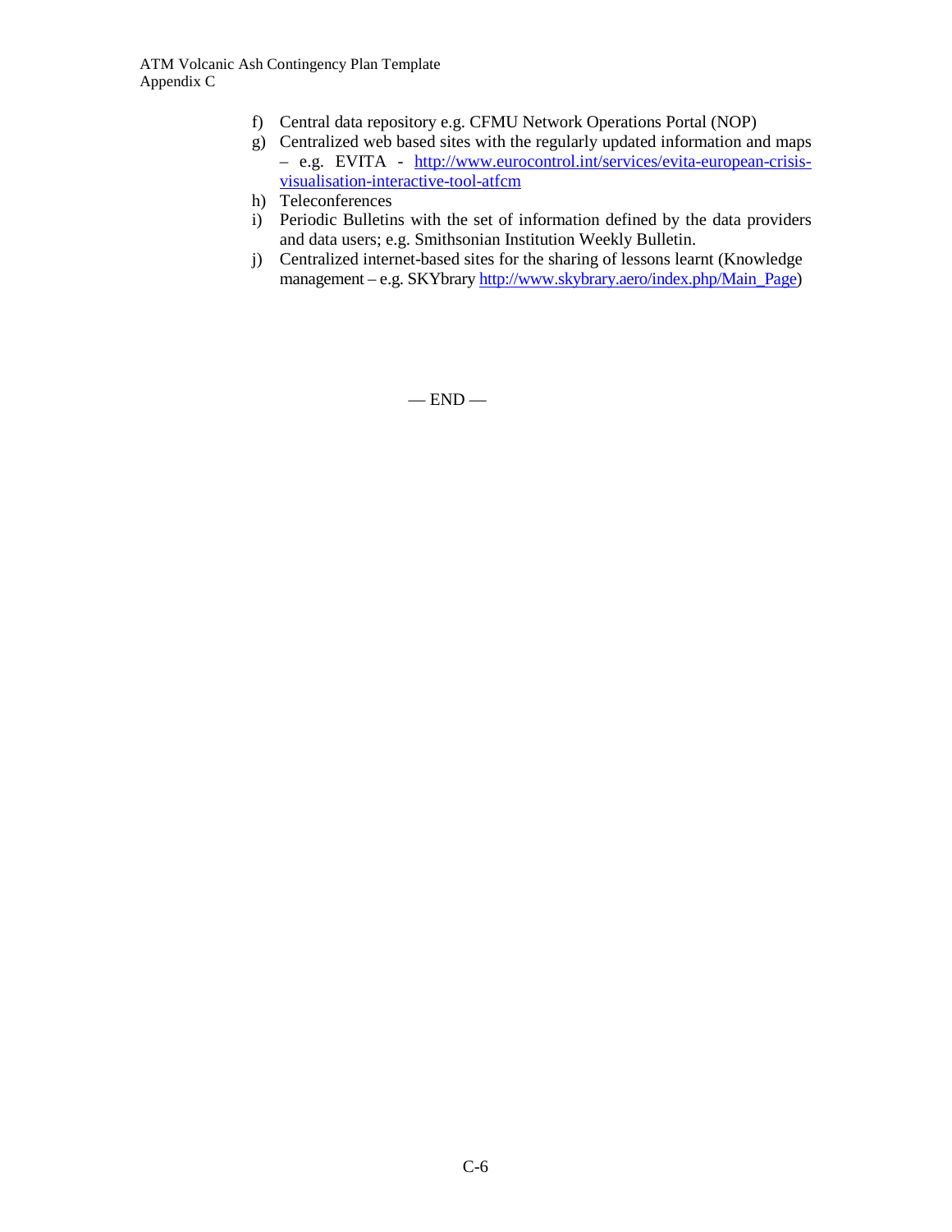f) Central data repository e.g. CFMU Network Operations Portal (NOP)
g) Centralized web based sites with the regularly updated information and maps – e.g. EVITA - http://www.eurocontrol.int/services/evita-european-crisis-visualisation-interactive-tool-atfcm
h) Teleconferences
i) Periodic Bulletins with the set of information defined by the data providers and data users; e.g. Smithsonian Institution Weekly Bulletin.
j) Centralized internet-based sites for the sharing of lessons learnt (Knowledge management – e.g. SKYbrary http://www.skybrary.aero/index.php/Main_Page)

— END —